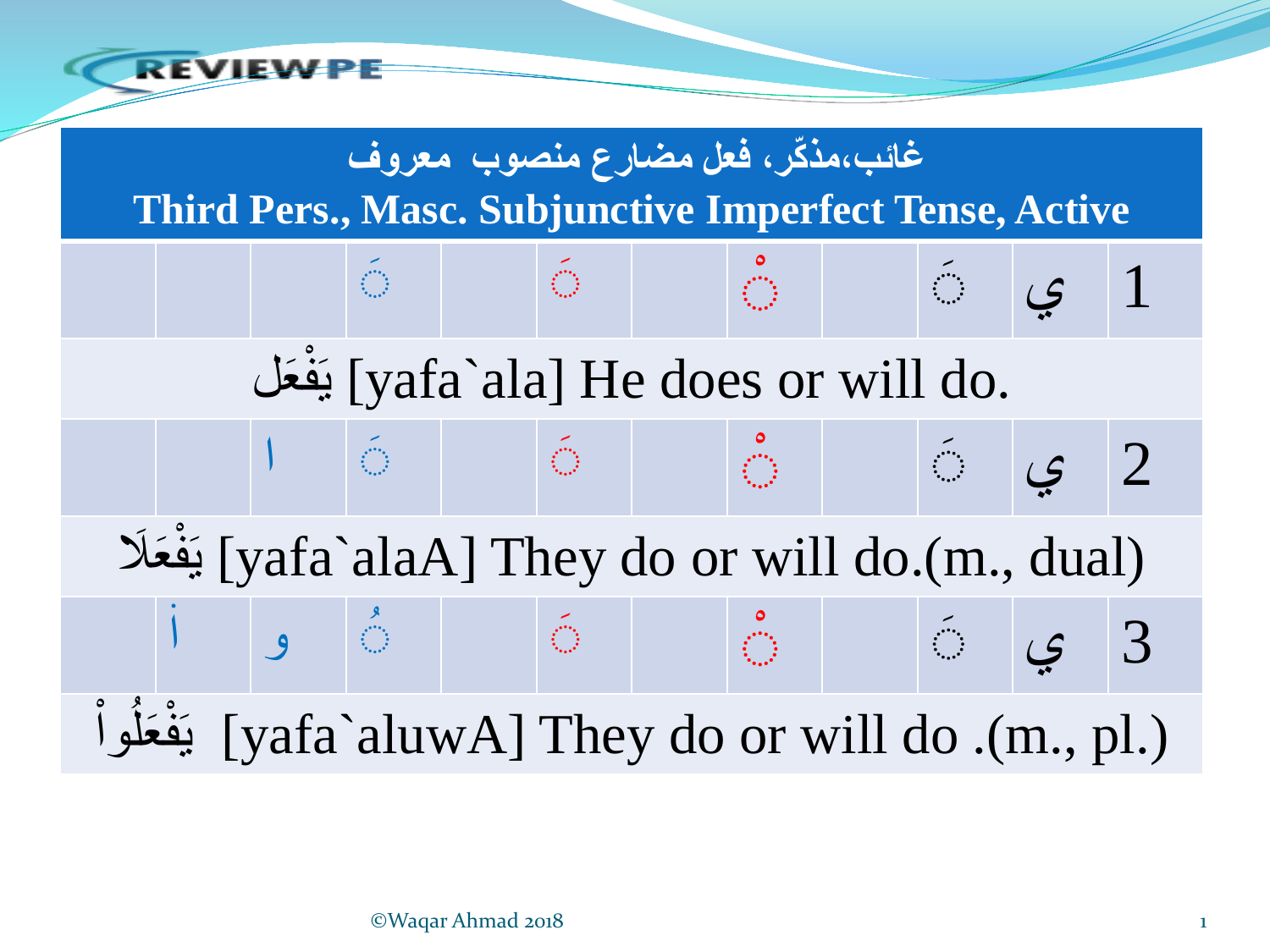# غائب،مذكّر، فعل مضارع منصوب معروف

## Third Pers., Masc. Subjunctive Imperfect Tense, Active

| | | | | | | | | | | |
|---|---|---|---|---|---|---|---|---|---|---|
| | | | َ◌ | | َ◌ | | ْ◌ | | َ◌ | ي | 1 |
| يَفْعَل [yafa`ala] He does or will do. | | | | | | | | | | | |
| | | ا | َ◌ | | َ◌ | | ْ◌ | | َ◌ | ي | 2 |
| يَفْعَلَا [yafa`alaA] They do or will do.(m., dual) | | | | | | | | | | | |
| | أ | و | ُ◌ | | َ◌ | | ْ◌ | | َ◌ | ي | 3 |
| يَفْعَلُواْ [yafa`aluwA] They do or will do .(m., pl.) | | | | | | | | | | | |

©Waqar Ahmad 2018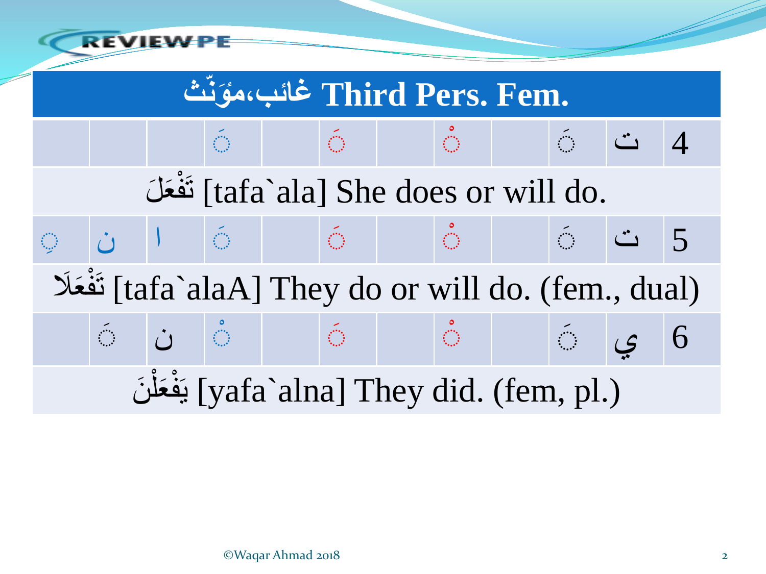| غائب،مؤَنّث Third Pers. Fem. | | | | | | | | | | | |
|---|---|---|---|---|---|---|---|---|---|---|---|
| | | | ◌َ | | ◌َ | | ◌ْ | | ◌َ | ت | 4 |
| تَفْعَلَ [tafa`ala] She does or will do. | | | | | | | | | | | |
| ◌ِ | ن | ا | ◌َ | | ◌َ | | ◌ْ | | ◌َ | ت | 5 |
| تَفْعَلَا [tafa`alaA] They do or will do. (fem., dual) | | | | | | | | | | | |
| | ◌َ | ن | ◌ْ | | ◌َ | | ◌ْ | | ◌َ | ي | 6 |
| يَفْعَلْنَ [yafa`alna] They did. (fem, pl.) | | | | | | | | | | | |

©Waqar Ahmad 2018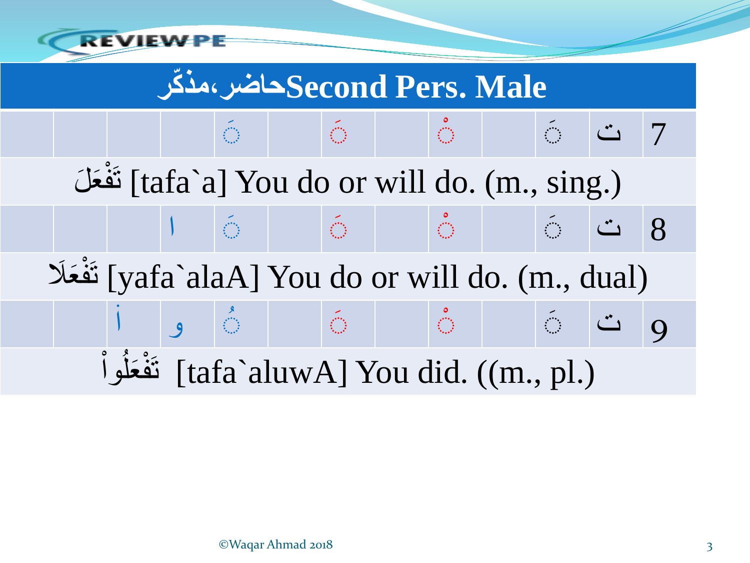## حاضر،مذکّر Second Pers. Male

| | | | | | | | | | | | |
|---|---|---|---|---|---|---|---|---|---|---|---|
| | | | | ◌َ | | ◌َ | | ◌ْ | | ◌َ | ت | 7 |
| تَفْعَلَ [tafa`a] You do or will do. (m., sing.) | | | | | | | | | | | | |
| | | | ا | ◌َ | | ◌َ | | ◌ْ | | ◌َ | ت | 8 |
| تَفْعَلاَ [yafa`alaA] You do or will do. (m., dual) | | | | | | | | | | | | |
| | | أ | و | ◌ُ | | ◌َ | | ◌ْ | | ◌َ | ت | 9 |
| تَفْعَلُواْ [tafa`aluwA] You did. ((m., pl.) | | | | | | | | | | | | |

©Waqar Ahmad 2018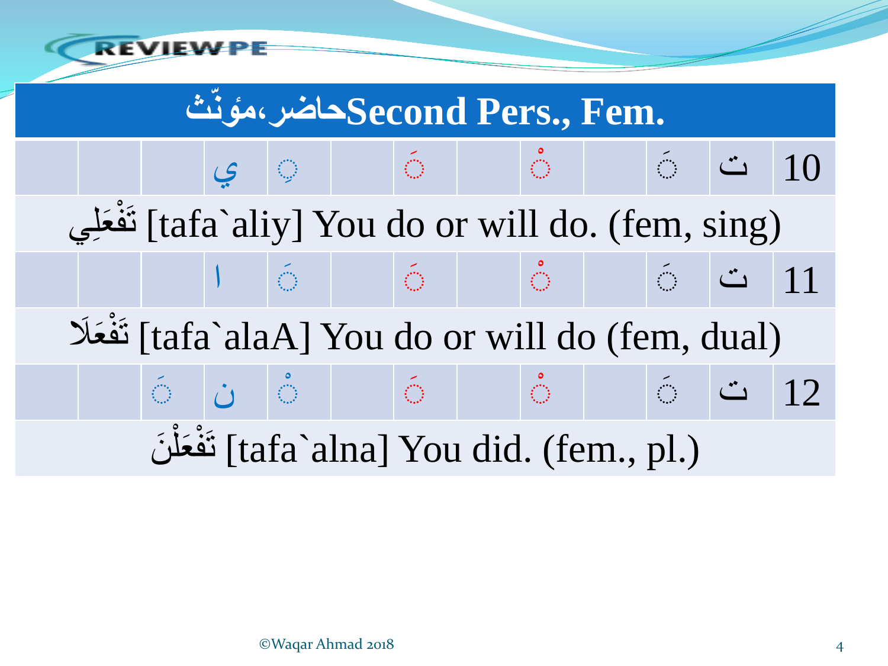| حاضر، مؤنّث Second Pers., Fem. | | | | | | | | | | | | |
|---|---|---|---|---|---|---|---|---|---|---|---|---|
| | | | ي | ◌ِ | | ◌َ | | ◌ْ | | ◌َ | ت | 10 |
| تَفْعَلِي [tafa`aliy] You do or will do. (fem, sing) | | | | | | | | | | | | |
| | | | ا | ◌َ | | ◌َ | | ◌ْ | | ◌َ | ت | 11 |
| تَفْعَلَا [tafa`alaA] You do or will do (fem, dual) | | | | | | | | | | | | |
| | | ◌َ | ن | ◌ْ | | ◌َ | | ◌ْ | | ◌َ | ت | 12 |
| تَفْعَلْنَ [tafa`alna] You did. (fem., pl.) | | | | | | | | | | | | |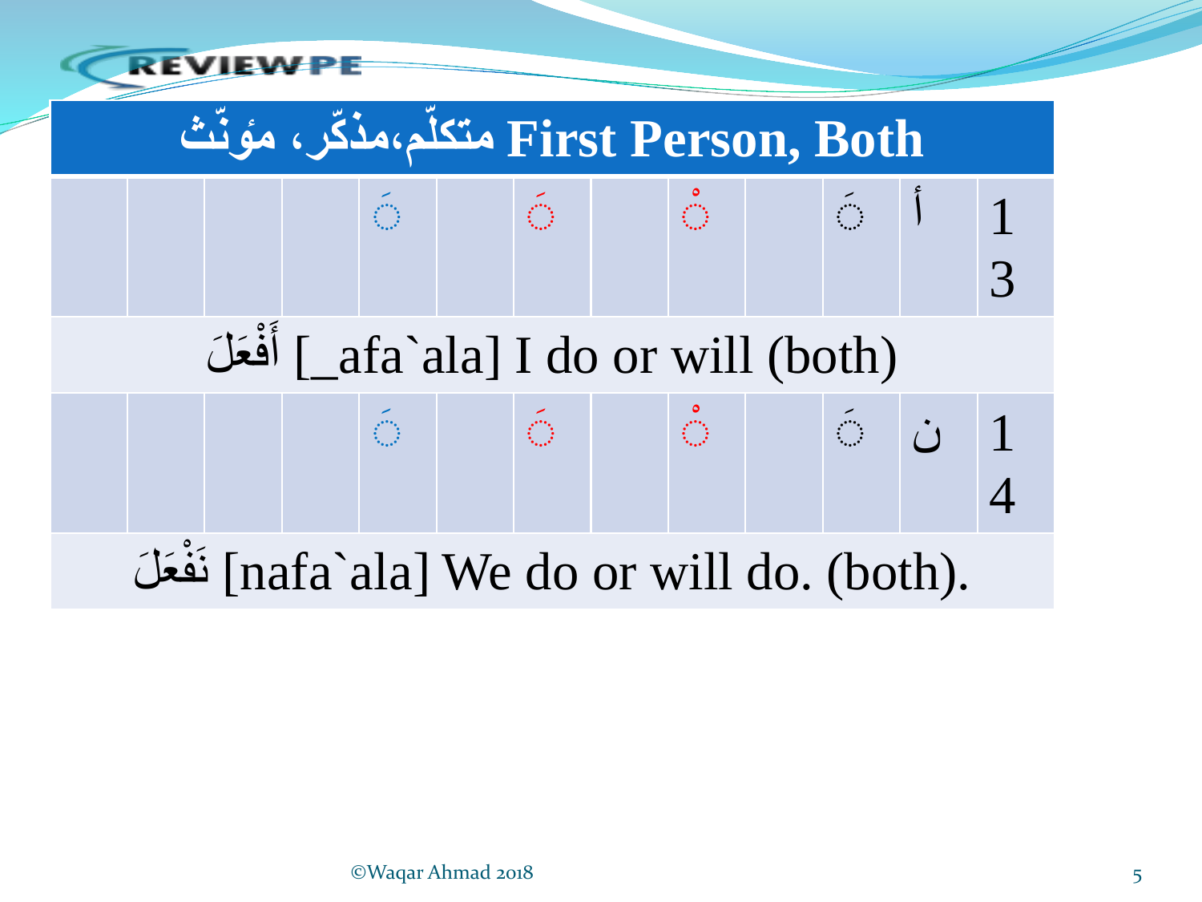## متكلّم،مذكّر، مؤنّث First Person, Both

| | | | | | | | | | | | |
|---|---|---|---|---|---|---|---|---|---|---|---|
| | | | ◌َ | | ◌َ | | ◌ْ | | ◌َ | أ | 13 |
| أَفْعَلَ [_afa`ala] I do or will (both) | | | | | | | | | | | |
| | | | ◌َ | | ◌َ | | ◌ْ | | ◌َ | ن | 14 |
| نَفْعَلَ [nafa`ala] We do or will do. (both). | | | | | | | | | | | |

©Waqar Ahmad 2018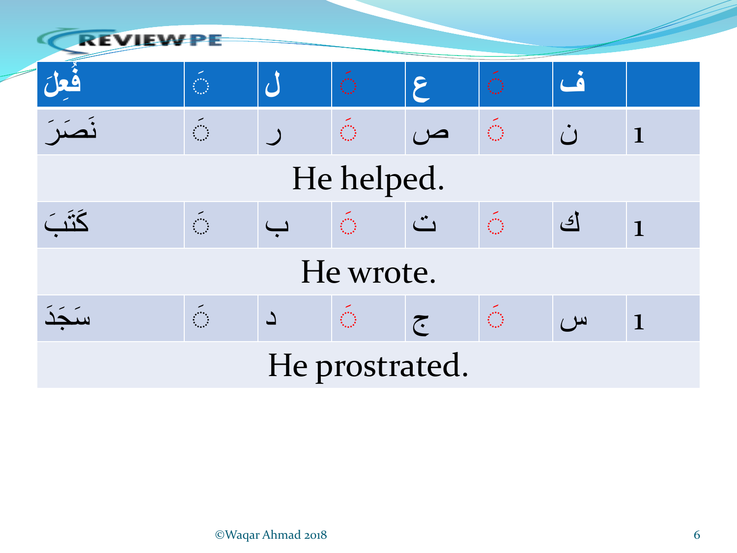| فُعِلَ | ◌َ | ل | ◌َ | ع | ◌َ | ف | |
|---|---|---|---|---|---|---|---|
| نَصَرَ | ◌َ | ر | ◌َ | ص | ◌َ | ن | 1 |
| He helped. | | | | | | | |
| كَتَبَ | ◌َ | ب | ◌َ | ت | ◌َ | ك | 1 |
| He wrote. | | | | | | | |
| سَجَدَ | ◌َ | د | ◌َ | ج | ◌َ | س | 1 |
| He prostrated. | | | | | | | |

©Waqar Ahmad 2018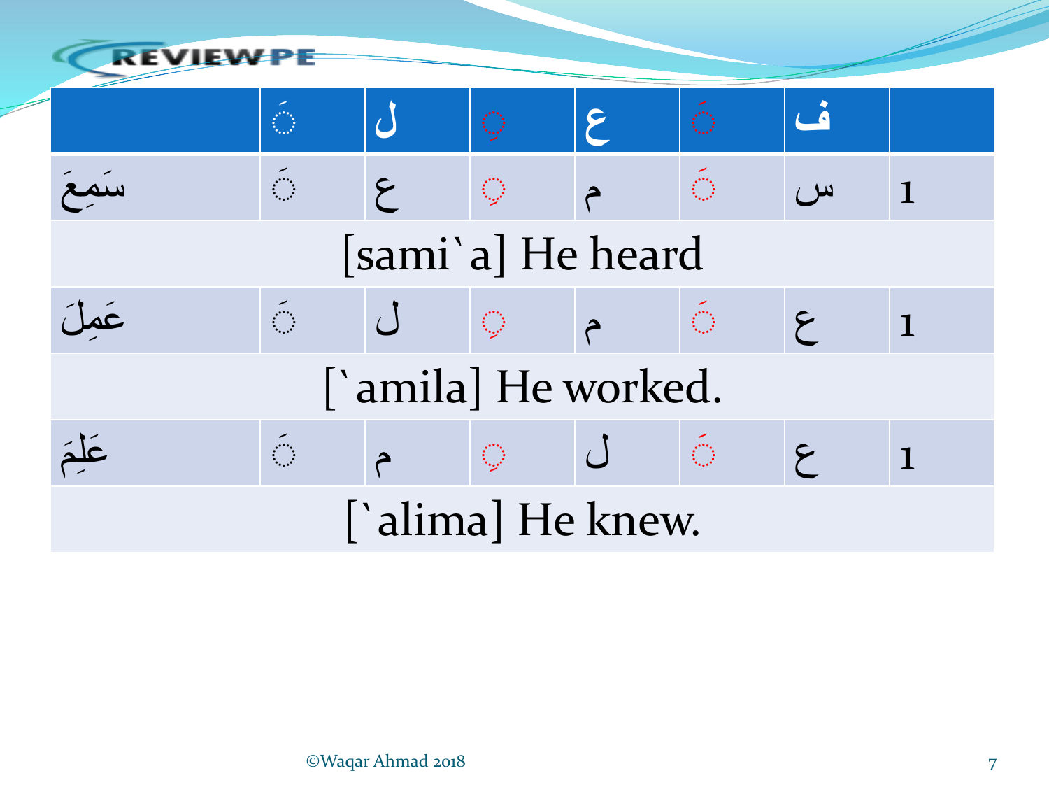|  | ◌َ | ل | ◌ِ | ع | ◌َ | ف |  |
|---|---|---|---|---|---|---|---|
| سَمِعَ | ◌َ | ع | ◌ِ | م | ◌َ | س | 1 |
| [sami`a] He heard | | | | | | | |
| عَمِلَ | ◌َ | ل | ◌ِ | م | ◌َ | ع | 1 |
| [`amila] He worked. | | | | | | | |
| عَلِمَ | ◌َ | م | ◌ِ | ل | ◌َ | ع | 1 |
| [`alima] He knew. | | | | | | | |

©Waqar Ahmad 2018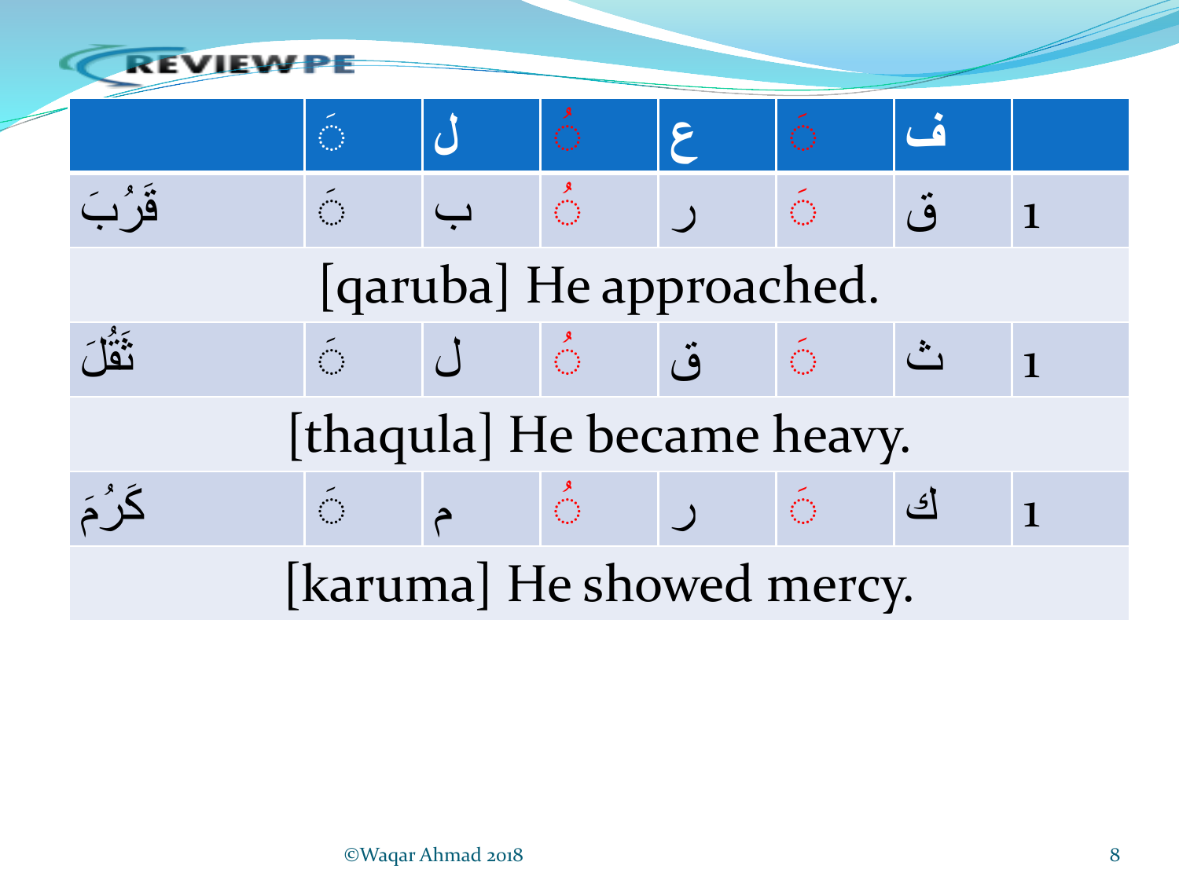| | َ◌ | ل | ُ◌ | ع | َ◌ | ف | |
|---|---|---|---|---|---|---|---|
| قَرُبَ | َ◌ | ب | ُ◌ | ر | َ◌ | ق | 1 |
| [qaruba] He approached. | | | | | | | |
| ثَقُلَ | َ◌ | ل | ُ◌ | ق | َ◌ | ث | 1 |
| [thaqula] He became heavy. | | | | | | | |
| كَرُمَ | َ◌ | م | ُ◌ | ر | َ◌ | ك | 1 |
| [karuma] He showed mercy. | | | | | | | |

©Waqar Ahmad 2018